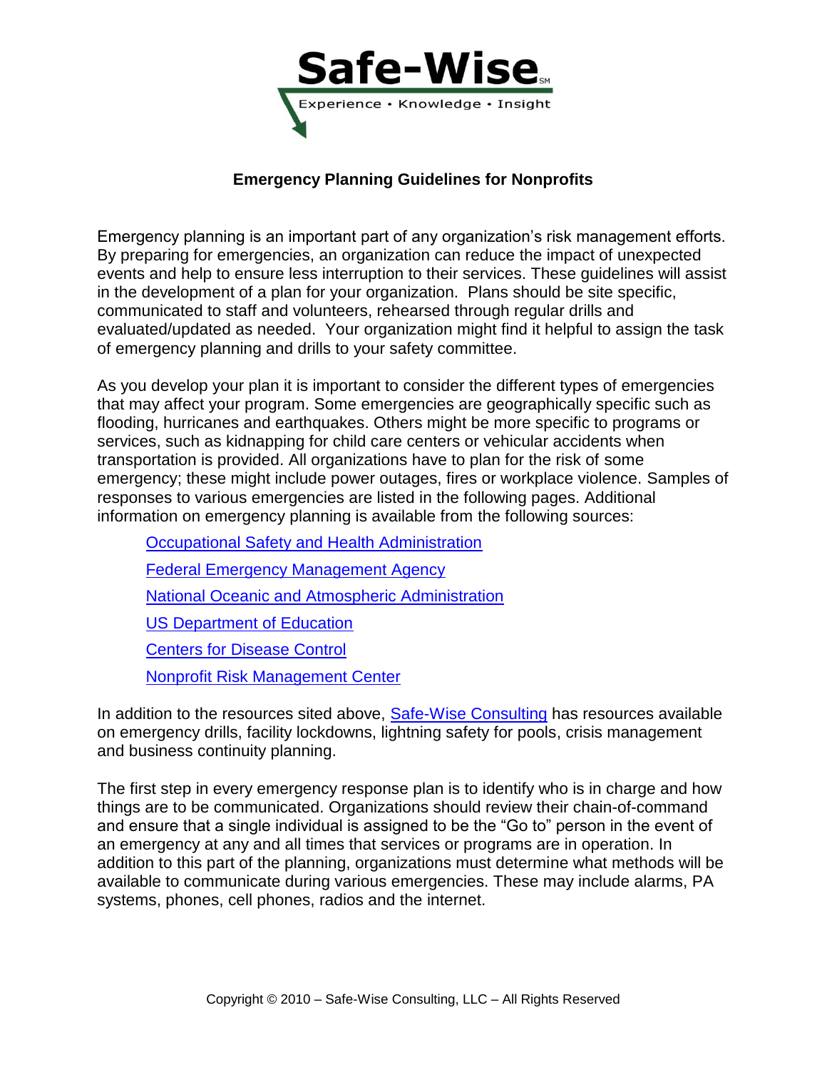# Safe-Wise

Experience • Knowledge • Insight

## Emergency Planning Guidelines for Nonprofits

Emergency planning is an important part of any organization's risk management efforts. By preparing for emergencies, an organization can reduce the impact of unexpected events and help to ensure less interruption to their services. These guidelines will assist in the development of a plan for your organization. Plans should be site specific, communicated to staff and volunteers, rehearsed through regular drills and evaluated/updated as needed. Your organization might find it helpful to assign the task of emergency planning and drills to your safety committee.

As you develop your plan it is important to consider the different types of emergencies that may affect your program. Some emergencies are geographically specific such as flooding, hurricanes and earthquakes. Others might be more specific to programs or services, such as kidnapping for child care centers or vehicular accidents when transportation is provided. All organizations have to plan for the risk of some emergency; these might include power outages, fires or workplace violence. Samples of responses to various emergencies are listed in the following pages. Additional information on emergency planning is available from the following sources:

- Occupational Safety and Health Administration
- Federal Emergency Management Agency
- National Oceanic and Atmospheric Administration
- US Department of Education
- Centers for Disease Control
- Nonprofit Risk Management Center

In addition to the resources sited above, Safe-Wise Consulting has resources available on emergency drills, facility lockdowns, lightning safety for pools, crisis management and business continuity planning.

The first step in every emergency response plan is to identify who is in charge and how things are to be communicated. Organizations should review their chain-of-command and ensure that a single individual is assigned to be the "Go to" person in the event of an emergency at any and all times that services or programs are in operation. In addition to this part of the planning, organizations must determine what methods will be available to communicate during various emergencies. These may include alarms, PA systems, phones, cell phones, radios and the internet.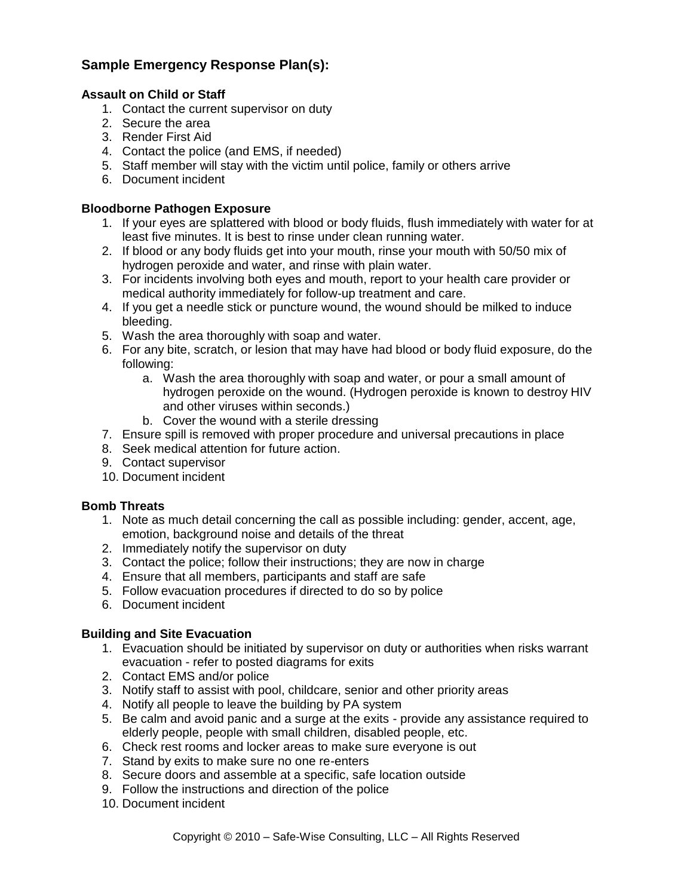## Sample Emergency Response Plan(s):

### Assault on Child or Staff

1. Contact the current supervisor on duty
2. Secure the area
3. Render First Aid
4. Contact the police (and EMS, if needed)
5. Staff member will stay with the victim until police, family or others arrive
6. Document incident

### Bloodborne Pathogen Exposure

1. If your eyes are splattered with blood or body fluids, flush immediately with water for at least five minutes. It is best to rinse under clean running water.
2. If blood or any body fluids get into your mouth, rinse your mouth with 50/50 mix of hydrogen peroxide and water, and rinse with plain water.
3. For incidents involving both eyes and mouth, report to your health care provider or medical authority immediately for follow-up treatment and care.
4. If you get a needle stick or puncture wound, the wound should be milked to induce bleeding.
5. Wash the area thoroughly with soap and water.
6. For any bite, scratch, or lesion that may have had blood or body fluid exposure, do the following:
   a. Wash the area thoroughly with soap and water, or pour a small amount of hydrogen peroxide on the wound. (Hydrogen peroxide is known to destroy HIV and other viruses within seconds.)
   b. Cover the wound with a sterile dressing
7. Ensure spill is removed with proper procedure and universal precautions in place
8. Seek medical attention for future action.
9. Contact supervisor
10. Document incident

### Bomb Threats

1. Note as much detail concerning the call as possible including: gender, accent, age, emotion, background noise and details of the threat
2. Immediately notify the supervisor on duty
3. Contact the police; follow their instructions; they are now in charge
4. Ensure that all members, participants and staff are safe
5. Follow evacuation procedures if directed to do so by police
6. Document incident

### Building and Site Evacuation

1. Evacuation should be initiated by supervisor on duty or authorities when risks warrant evacuation - refer to posted diagrams for exits
2. Contact EMS and/or police
3. Notify staff to assist with pool, childcare, senior and other priority areas
4. Notify all people to leave the building by PA system
5. Be calm and avoid panic and a surge at the exits - provide any assistance required to elderly people, people with small children, disabled people, etc.
6. Check rest rooms and locker areas to make sure everyone is out
7. Stand by exits to make sure no one re-enters
8. Secure doors and assemble at a specific, safe location outside
9. Follow the instructions and direction of the police
10. Document incident

Copyright © 2010 – Safe-Wise Consulting, LLC – All Rights Reserved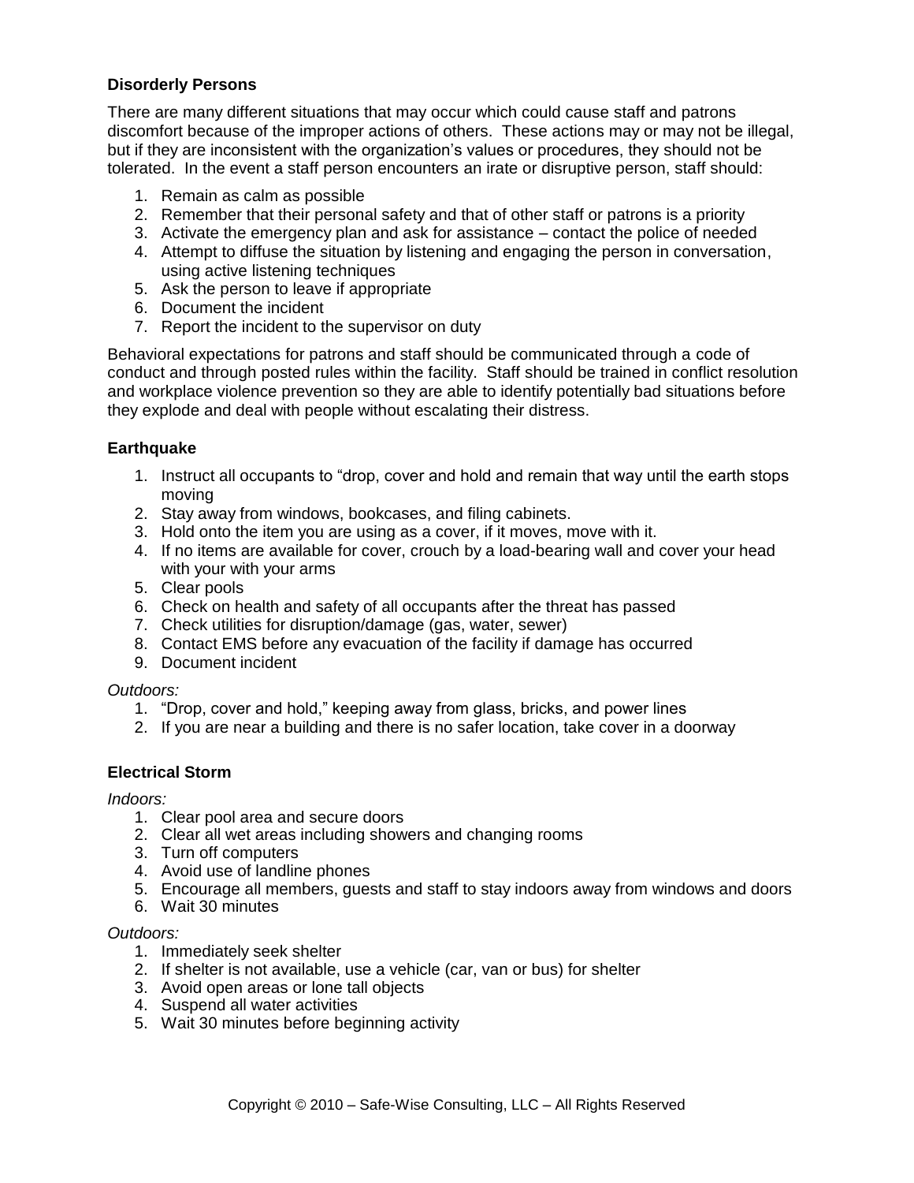### Disorderly Persons

There are many different situations that may occur which could cause staff and patrons discomfort because of the improper actions of others. These actions may or may not be illegal, but if they are inconsistent with the organization's values or procedures, they should not be tolerated. In the event a staff person encounters an irate or disruptive person, staff should:

1. Remain as calm as possible
2. Remember that their personal safety and that of other staff or patrons is a priority
3. Activate the emergency plan and ask for assistance – contact the police of needed
4. Attempt to diffuse the situation by listening and engaging the person in conversation, using active listening techniques
5. Ask the person to leave if appropriate
6. Document the incident
7. Report the incident to the supervisor on duty

Behavioral expectations for patrons and staff should be communicated through a code of conduct and through posted rules within the facility. Staff should be trained in conflict resolution and workplace violence prevention so they are able to identify potentially bad situations before they explode and deal with people without escalating their distress.

### Earthquake

1. Instruct all occupants to "drop, cover and hold and remain that way until the earth stops moving
2. Stay away from windows, bookcases, and filing cabinets.
3. Hold onto the item you are using as a cover, if it moves, move with it.
4. If no items are available for cover, crouch by a load-bearing wall and cover your head with your with your arms
5. Clear pools
6. Check on health and safety of all occupants after the threat has passed
7. Check utilities for disruption/damage (gas, water, sewer)
8. Contact EMS before any evacuation of the facility if damage has occurred
9. Document incident

*Outdoors:*

1. "Drop, cover and hold," keeping away from glass, bricks, and power lines
2. If you are near a building and there is no safer location, take cover in a doorway

### Electrical Storm

*Indoors:*

1. Clear pool area and secure doors
2. Clear all wet areas including showers and changing rooms
3. Turn off computers
4. Avoid use of landline phones
5. Encourage all members, guests and staff to stay indoors away from windows and doors
6. Wait 30 minutes

*Outdoors:*

1. Immediately seek shelter
2. If shelter is not available, use a vehicle (car, van or bus) for shelter
3. Avoid open areas or lone tall objects
4. Suspend all water activities
5. Wait 30 minutes before beginning activity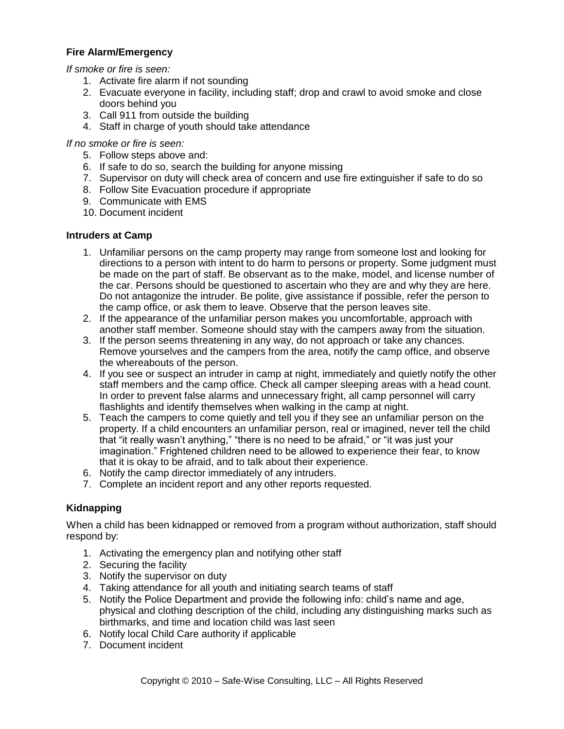### Fire Alarm/Emergency

*If smoke or fire is seen:*

1. Activate fire alarm if not sounding
2. Evacuate everyone in facility, including staff; drop and crawl to avoid smoke and close doors behind you
3. Call 911 from outside the building
4. Staff in charge of youth should take attendance

*If no smoke or fire is seen:*

5. Follow steps above and:
6. If safe to do so, search the building for anyone missing
7. Supervisor on duty will check area of concern and use fire extinguisher if safe to do so
8. Follow Site Evacuation procedure if appropriate
9. Communicate with EMS
10. Document incident

### Intruders at Camp

1. Unfamiliar persons on the camp property may range from someone lost and looking for directions to a person with intent to do harm to persons or property. Some judgment must be made on the part of staff. Be observant as to the make, model, and license number of the car. Persons should be questioned to ascertain who they are and why they are here. Do not antagonize the intruder. Be polite, give assistance if possible, refer the person to the camp office, or ask them to leave. Observe that the person leaves site.
2. If the appearance of the unfamiliar person makes you uncomfortable, approach with another staff member. Someone should stay with the campers away from the situation.
3. If the person seems threatening in any way, do not approach or take any chances. Remove yourselves and the campers from the area, notify the camp office, and observe the whereabouts of the person.
4. If you see or suspect an intruder in camp at night, immediately and quietly notify the other staff members and the camp office. Check all camper sleeping areas with a head count. In order to prevent false alarms and unnecessary fright, all camp personnel will carry flashlights and identify themselves when walking in the camp at night.
5. Teach the campers to come quietly and tell you if they see an unfamiliar person on the property. If a child encounters an unfamiliar person, real or imagined, never tell the child that “it really wasn’t anything,” “there is no need to be afraid,” or “it was just your imagination.” Frightened children need to be allowed to experience their fear, to know that it is okay to be afraid, and to talk about their experience.
6. Notify the camp director immediately of any intruders.
7. Complete an incident report and any other reports requested.

### Kidnapping

When a child has been kidnapped or removed from a program without authorization, staff should respond by:

1. Activating the emergency plan and notifying other staff
2. Securing the facility
3. Notify the supervisor on duty
4. Taking attendance for all youth and initiating search teams of staff
5. Notify the Police Department and provide the following info: child’s name and age, physical and clothing description of the child, including any distinguishing marks such as birthmarks, and time and location child was last seen
6. Notify local Child Care authority if applicable
7. Document incident

Copyright © 2010 – Safe-Wise Consulting, LLC – All Rights Reserved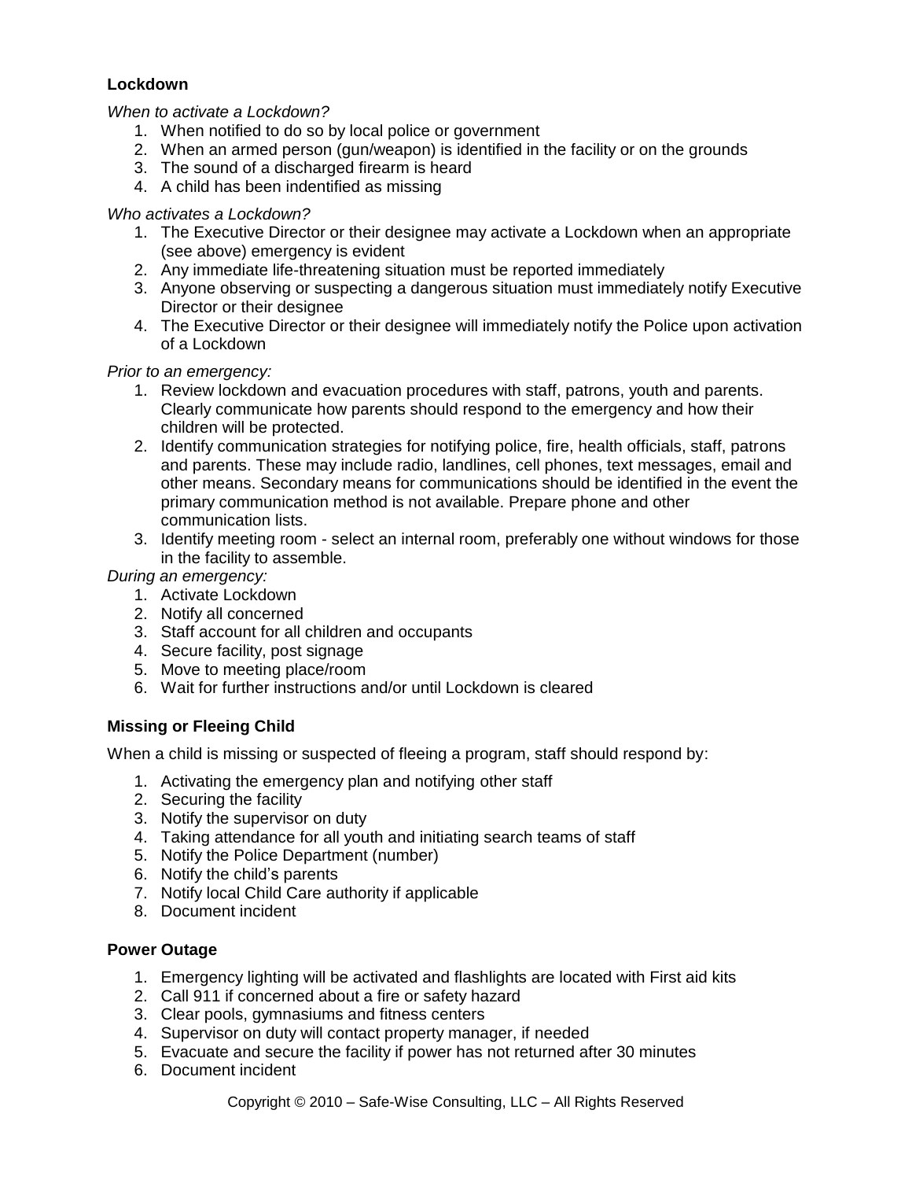### Lockdown

*When to activate a Lockdown?*

1. When notified to do so by local police or government
2. When an armed person (gun/weapon) is identified in the facility or on the grounds
3. The sound of a discharged firearm is heard
4. A child has been indentified as missing

*Who activates a Lockdown?*

1. The Executive Director or their designee may activate a Lockdown when an appropriate (see above) emergency is evident
2. Any immediate life-threatening situation must be reported immediately
3. Anyone observing or suspecting a dangerous situation must immediately notify Executive Director or their designee
4. The Executive Director or their designee will immediately notify the Police upon activation of a Lockdown

*Prior to an emergency:*

1. Review lockdown and evacuation procedures with staff, patrons, youth and parents. Clearly communicate how parents should respond to the emergency and how their children will be protected.
2. Identify communication strategies for notifying police, fire, health officials, staff, patrons and parents. These may include radio, landlines, cell phones, text messages, email and other means. Secondary means for communications should be identified in the event the primary communication method is not available. Prepare phone and other communication lists.
3. Identify meeting room - select an internal room, preferably one without windows for those in the facility to assemble.

*During an emergency:*

1. Activate Lockdown
2. Notify all concerned
3. Staff account for all children and occupants
4. Secure facility, post signage
5. Move to meeting place/room
6. Wait for further instructions and/or until Lockdown is cleared

### Missing or Fleeing Child

When a child is missing or suspected of fleeing a program, staff should respond by:

1. Activating the emergency plan and notifying other staff
2. Securing the facility
3. Notify the supervisor on duty
4. Taking attendance for all youth and initiating search teams of staff
5. Notify the Police Department (number)
6. Notify the child's parents
7. Notify local Child Care authority if applicable
8. Document incident

### Power Outage

1. Emergency lighting will be activated and flashlights are located with First aid kits
2. Call 911 if concerned about a fire or safety hazard
3. Clear pools, gymnasiums and fitness centers
4. Supervisor on duty will contact property manager, if needed
5. Evacuate and secure the facility if power has not returned after 30 minutes
6. Document incident

Copyright © 2010 – Safe-Wise Consulting, LLC – All Rights Reserved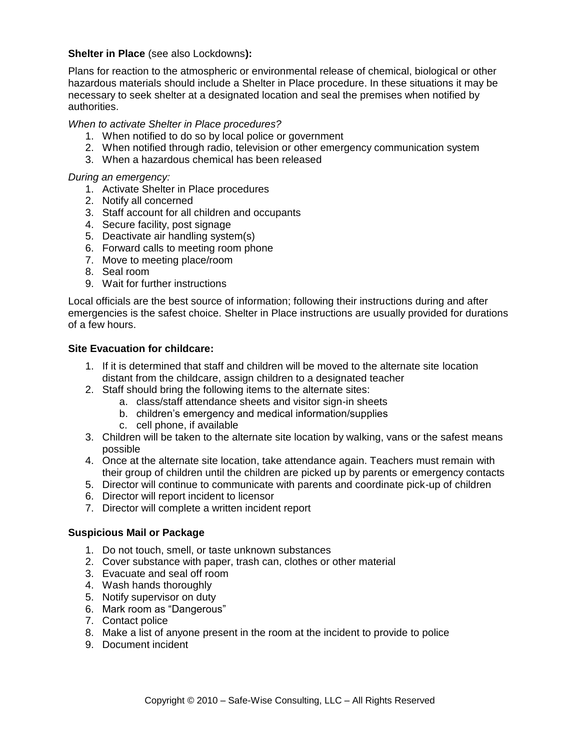**Shelter in Place** (see also Lockdowns**):**

Plans for reaction to the atmospheric or environmental release of chemical, biological or other hazardous materials should include a Shelter in Place procedure. In these situations it may be necessary to seek shelter at a designated location and seal the premises when notified by authorities.

*When to activate Shelter in Place procedures?*

1. When notified to do so by local police or government
2. When notified through radio, television or other emergency communication system
3. When a hazardous chemical has been released

*During an emergency:*

1. Activate Shelter in Place procedures
2. Notify all concerned
3. Staff account for all children and occupants
4. Secure facility, post signage
5. Deactivate air handling system(s)
6. Forward calls to meeting room phone
7. Move to meeting place/room
8. Seal room
9. Wait for further instructions

Local officials are the best source of information; following their instructions during and after emergencies is the safest choice. Shelter in Place instructions are usually provided for durations of a few hours.

**Site Evacuation for childcare:**

1. If it is determined that staff and children will be moved to the alternate site location distant from the childcare, assign children to a designated teacher
2. Staff should bring the following items to the alternate sites:
    a. class/staff attendance sheets and visitor sign-in sheets
    b. children's emergency and medical information/supplies
    c. cell phone, if available
3. Children will be taken to the alternate site location by walking, vans or the safest means possible
4. Once at the alternate site location, take attendance again. Teachers must remain with their group of children until the children are picked up by parents or emergency contacts
5. Director will continue to communicate with parents and coordinate pick-up of children
6. Director will report incident to licensor
7. Director will complete a written incident report

**Suspicious Mail or Package**

1. Do not touch, smell, or taste unknown substances
2. Cover substance with paper, trash can, clothes or other material
3. Evacuate and seal off room
4. Wash hands thoroughly
5. Notify supervisor on duty
6. Mark room as "Dangerous"
7. Contact police
8. Make a list of anyone present in the room at the incident to provide to police
9. Document incident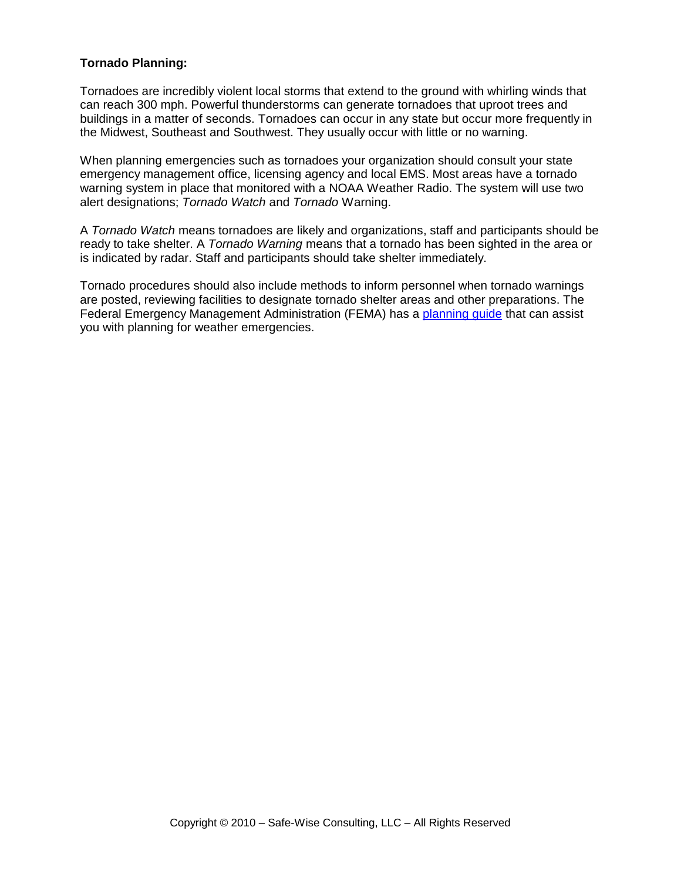**Tornado Planning:**

Tornadoes are incredibly violent local storms that extend to the ground with whirling winds that can reach 300 mph. Powerful thunderstorms can generate tornadoes that uproot trees and buildings in a matter of seconds. Tornadoes can occur in any state but occur more frequently in the Midwest, Southeast and Southwest. They usually occur with little or no warning.

When planning emergencies such as tornadoes your organization should consult your state emergency management office, licensing agency and local EMS. Most areas have a tornado warning system in place that monitored with a NOAA Weather Radio. The system will use two alert designations; *Tornado Watch* and *Tornado* Warning.

A *Tornado Watch* means tornadoes are likely and organizations, staff and participants should be ready to take shelter. A *Tornado Warning* means that a tornado has been sighted in the area or is indicated by radar. Staff and participants should take shelter immediately.

Tornado procedures should also include methods to inform personnel when tornado warnings are posted, reviewing facilities to designate tornado shelter areas and other preparations. The Federal Emergency Management Administration (FEMA) has a planning guide that can assist you with planning for weather emergencies.